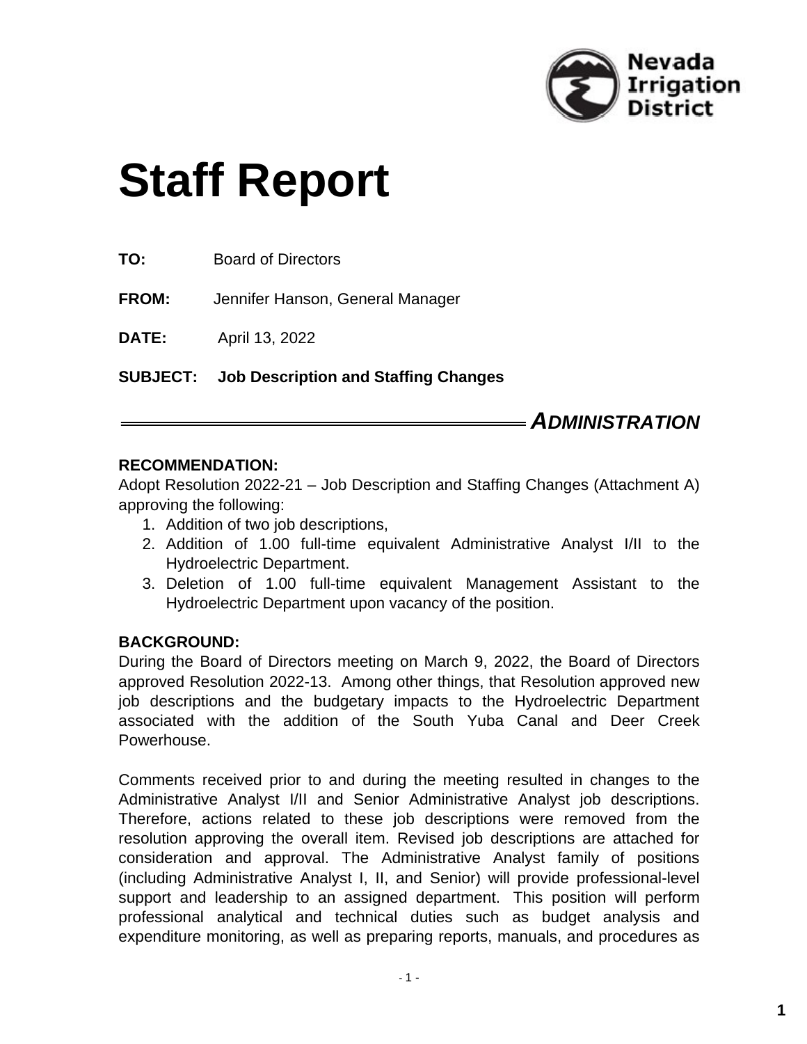Nevada Irrigation District

# Staff Report

**TO:** Board of Directors

**FROM:** Jennifer Hanson, General Manager

**DATE:** April 13, 2022

**SUBJECT: Job Description and Staffing Changes**

***ADMINISTRATION***

**RECOMMENDATION:**

Adopt Resolution 2022-21 – Job Description and Staffing Changes (Attachment A) approving the following:

1. Addition of two job descriptions,
2. Addition of 1.00 full-time equivalent Administrative Analyst I/II to the Hydroelectric Department.
3. Deletion of 1.00 full-time equivalent Management Assistant to the Hydroelectric Department upon vacancy of the position.

**BACKGROUND:**

During the Board of Directors meeting on March 9, 2022, the Board of Directors approved Resolution 2022-13. Among other things, that Resolution approved new job descriptions and the budgetary impacts to the Hydroelectric Department associated with the addition of the South Yuba Canal and Deer Creek Powerhouse.

Comments received prior to and during the meeting resulted in changes to the Administrative Analyst I/II and Senior Administrative Analyst job descriptions. Therefore, actions related to these job descriptions were removed from the resolution approving the overall item. Revised job descriptions are attached for consideration and approval. The Administrative Analyst family of positions (including Administrative Analyst I, II, and Senior) will provide professional-level support and leadership to an assigned department. This position will perform professional analytical and technical duties such as budget analysis and expenditure monitoring, as well as preparing reports, manuals, and procedures as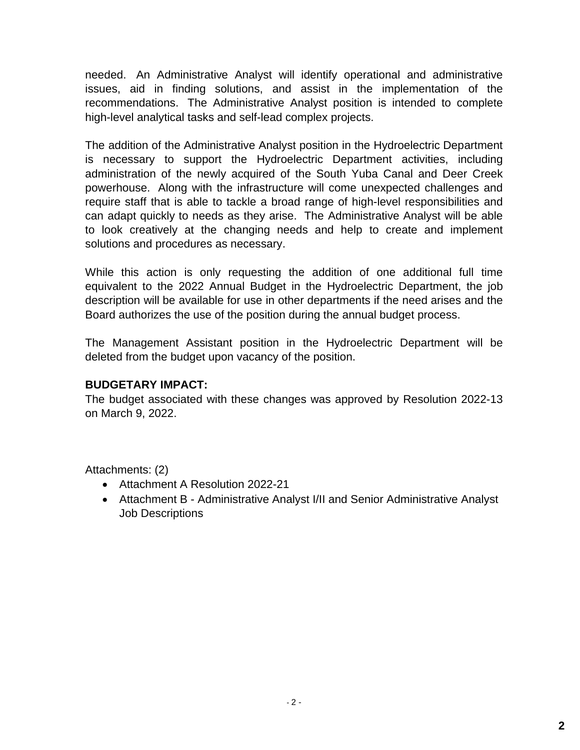needed. An Administrative Analyst will identify operational and administrative issues, aid in finding solutions, and assist in the implementation of the recommendations. The Administrative Analyst position is intended to complete high-level analytical tasks and self-lead complex projects.

The addition of the Administrative Analyst position in the Hydroelectric Department is necessary to support the Hydroelectric Department activities, including administration of the newly acquired of the South Yuba Canal and Deer Creek powerhouse. Along with the infrastructure will come unexpected challenges and require staff that is able to tackle a broad range of high-level responsibilities and can adapt quickly to needs as they arise. The Administrative Analyst will be able to look creatively at the changing needs and help to create and implement solutions and procedures as necessary.

While this action is only requesting the addition of one additional full time equivalent to the 2022 Annual Budget in the Hydroelectric Department, the job description will be available for use in other departments if the need arises and the Board authorizes the use of the position during the annual budget process.

The Management Assistant position in the Hydroelectric Department will be deleted from the budget upon vacancy of the position.

**BUDGETARY IMPACT:**
The budget associated with these changes was approved by Resolution 2022-13 on March 9, 2022.

Attachments: (2)

- Attachment A Resolution 2022-21
- Attachment B - Administrative Analyst I/II and Senior Administrative Analyst Job Descriptions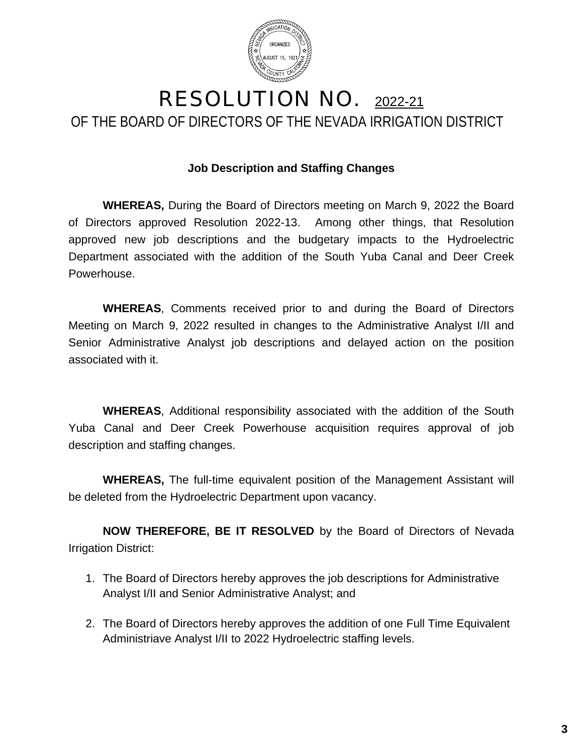# RESOLUTION NO. 2022-21

## OF THE BOARD OF DIRECTORS OF THE NEVADA IRRIGATION DISTRICT

**Job Description and Staffing Changes**

**WHEREAS,** During the Board of Directors meeting on March 9, 2022 the Board of Directors approved Resolution 2022-13. Among other things, that Resolution approved new job descriptions and the budgetary impacts to the Hydroelectric Department associated with the addition of the South Yuba Canal and Deer Creek Powerhouse.

**WHEREAS**, Comments received prior to and during the Board of Directors Meeting on March 9, 2022 resulted in changes to the Administrative Analyst I/II and Senior Administrative Analyst job descriptions and delayed action on the position associated with it.

**WHEREAS**, Additional responsibility associated with the addition of the South Yuba Canal and Deer Creek Powerhouse acquisition requires approval of job description and staffing changes.

**WHEREAS,** The full-time equivalent position of the Management Assistant will be deleted from the Hydroelectric Department upon vacancy.

**NOW THEREFORE, BE IT RESOLVED** by the Board of Directors of Nevada Irrigation District:

1. The Board of Directors hereby approves the job descriptions for Administrative Analyst I/II and Senior Administrative Analyst; and

2. The Board of Directors hereby approves the addition of one Full Time Equivalent Administriave Analyst I/II to 2022 Hydroelectric staffing levels.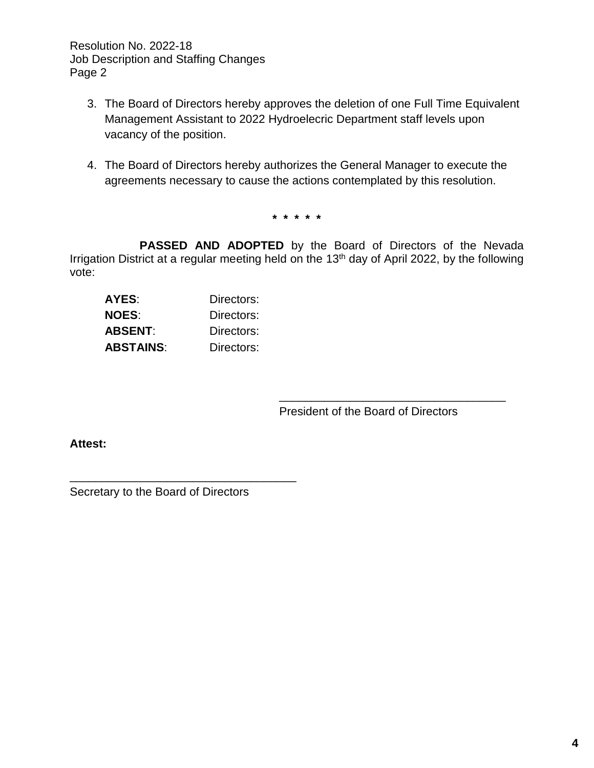3. The Board of Directors hereby approves the deletion of one Full Time Equivalent Management Assistant to 2022 Hydroelecric Department staff levels upon vacancy of the position.

4. The Board of Directors hereby authorizes the General Manager to execute the agreements necessary to cause the actions contemplated by this resolution.

\* \* \* \* \*

**PASSED AND ADOPTED** by the Board of Directors of the Nevada Irrigation District at a regular meeting held on the 13th day of April 2022, by the following vote:

**AYES**: Directors:
**NOES**: Directors:
**ABSENT**: Directors:
**ABSTAINS**: Directors:

___________________________________
President of the Board of Directors

**Attest:**

___________________________________
Secretary to the Board of Directors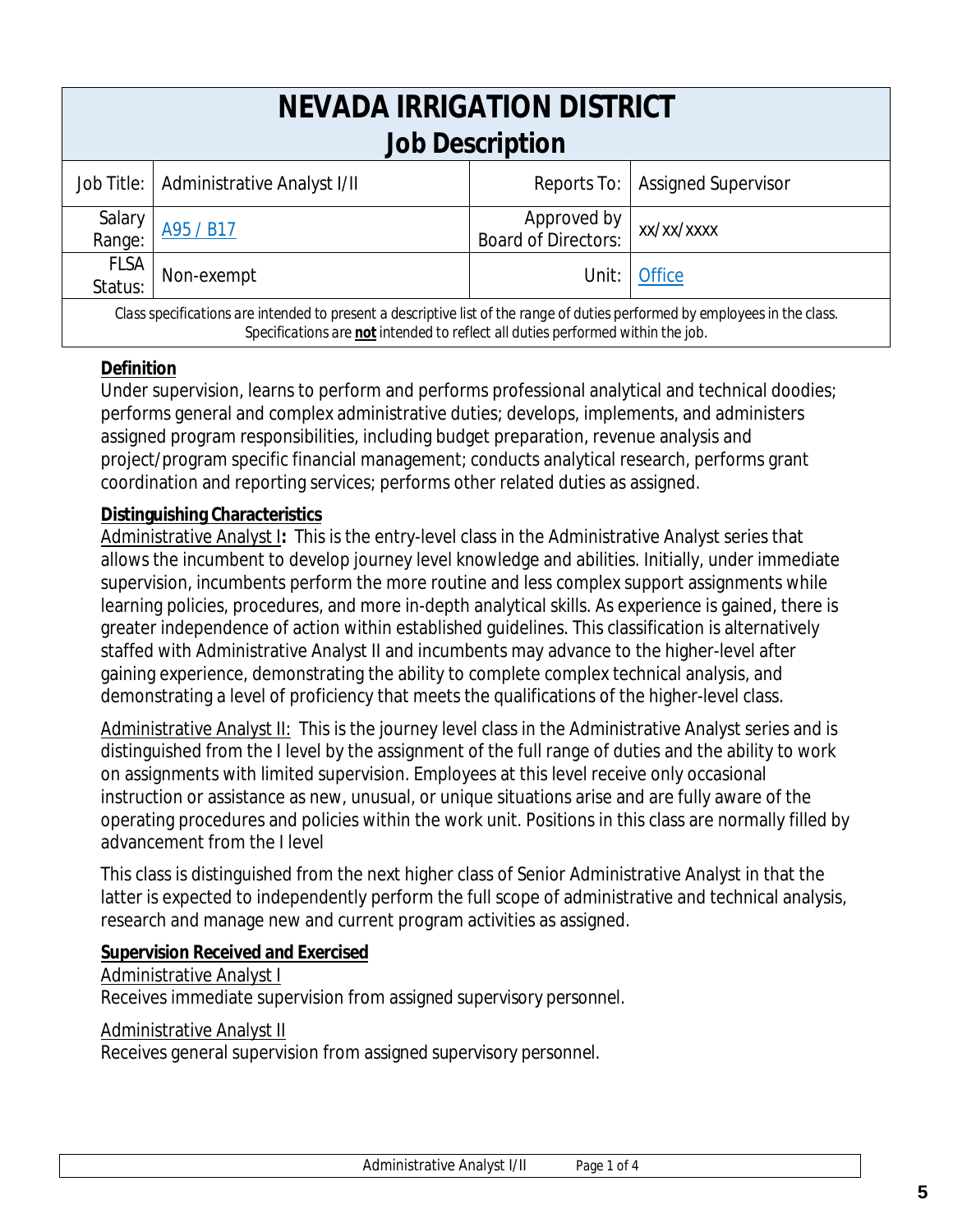# NEVADA IRRIGATION DISTRICT
## Job Description

| Job Title: | Administrative Analyst I/II | Reports To: | Assigned Supervisor |
|---|---|---|---|
| Salary Range: | A95 / B17 | Approved by Board of Directors: | xx/xx/xxxx |
| FLSA Status: | Non-exempt | Unit: | Office |

*Class specifications are intended to present a descriptive list of the range of duties performed by employees in the class. Specifications are* ***not*** *intended to reflect all duties performed within the job.*

**Definition**

Under supervision, learns to perform and performs professional analytical and technical doodies; performs general and complex administrative duties; develops, implements, and administers assigned program responsibilities, including budget preparation, revenue analysis and project/program specific financial management; conducts analytical research, performs grant coordination and reporting services; performs other related duties as assigned.

**Distinguishing Characteristics**

Administrative Analyst I**:** This is the entry-level class in the Administrative Analyst series that allows the incumbent to develop journey level knowledge and abilities. Initially, under immediate supervision, incumbents perform the more routine and less complex support assignments while learning policies, procedures, and more in-depth analytical skills. As experience is gained, there is greater independence of action within established guidelines. This classification is alternatively staffed with Administrative Analyst II and incumbents may advance to the higher-level after gaining experience, demonstrating the ability to complete complex technical analysis, and demonstrating a level of proficiency that meets the qualifications of the higher-level class.

Administrative Analyst II: This is the journey level class in the Administrative Analyst series and is distinguished from the I level by the assignment of the full range of duties and the ability to work on assignments with limited supervision. Employees at this level receive only occasional instruction or assistance as new, unusual, or unique situations arise and are fully aware of the operating procedures and policies within the work unit. Positions in this class are normally filled by advancement from the I level

This class is distinguished from the next higher class of Senior Administrative Analyst in that the latter is expected to independently perform the full scope of administrative and technical analysis, research and manage new and current program activities as assigned.

**Supervision Received and Exercised**

Administrative Analyst I

Receives immediate supervision from assigned supervisory personnel.

Administrative Analyst II

Receives general supervision from assigned supervisory personnel.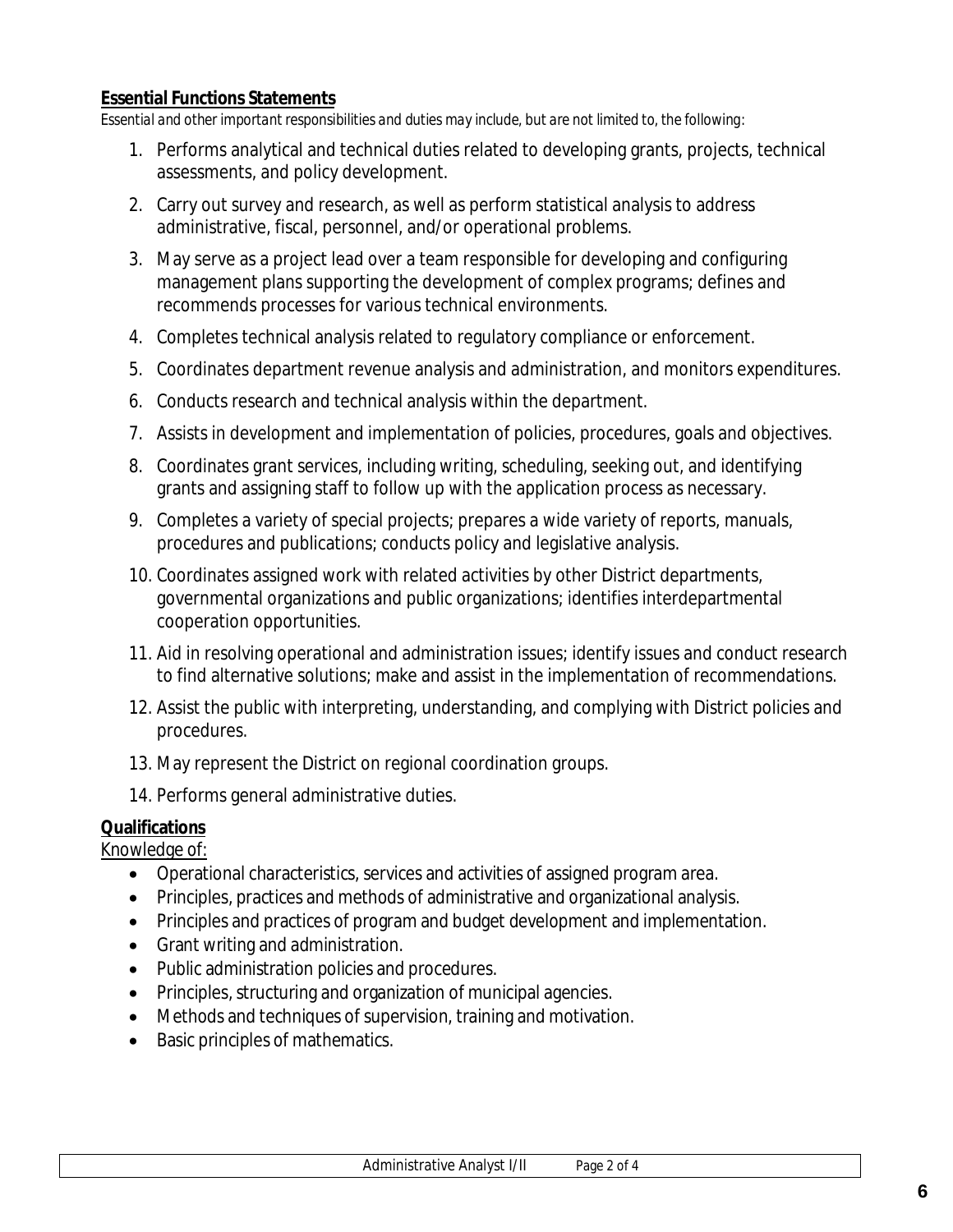**Essential Functions Statements**

*Essential and other important responsibilities and duties may include, but are not limited to, the following:*

1. Performs analytical and technical duties related to developing grants, projects, technical assessments, and policy development.
2. Carry out survey and research, as well as perform statistical analysis to address administrative, fiscal, personnel, and/or operational problems.
3. May serve as a project lead over a team responsible for developing and configuring management plans supporting the development of complex programs; defines and recommends processes for various technical environments.
4. Completes technical analysis related to regulatory compliance or enforcement.
5. Coordinates department revenue analysis and administration, and monitors expenditures.
6. Conducts research and technical analysis within the department.
7. Assists in development and implementation of policies, procedures, goals and objectives.
8. Coordinates grant services, including writing, scheduling, seeking out, and identifying grants and assigning staff to follow up with the application process as necessary.
9. Completes a variety of special projects; prepares a wide variety of reports, manuals, procedures and publications; conducts policy and legislative analysis.
10. Coordinates assigned work with related activities by other District departments, governmental organizations and public organizations; identifies interdepartmental cooperation opportunities.
11. Aid in resolving operational and administration issues; identify issues and conduct research to find alternative solutions; make and assist in the implementation of recommendations.
12. Assist the public with interpreting, understanding, and complying with District policies and procedures.
13. May represent the District on regional coordination groups.
14. Performs general administrative duties.

**Qualifications**

Knowledge of:

- Operational characteristics, services and activities of assigned program area.
- Principles, practices and methods of administrative and organizational analysis.
- Principles and practices of program and budget development and implementation.
- Grant writing and administration.
- Public administration policies and procedures.
- Principles, structuring and organization of municipal agencies.
- Methods and techniques of supervision, training and motivation.
- Basic principles of mathematics.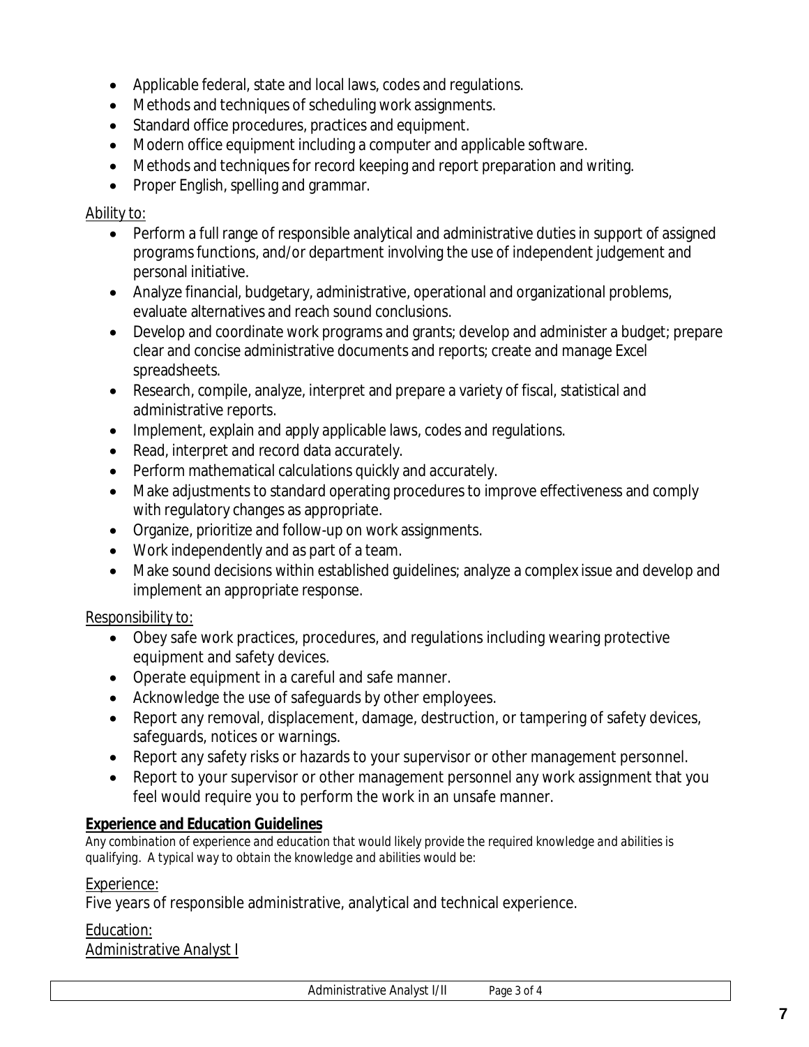- Applicable federal, state and local laws, codes and regulations.
- Methods and techniques of scheduling work assignments.
- Standard office procedures, practices and equipment.
- Modern office equipment including a computer and applicable software.
- Methods and techniques for record keeping and report preparation and writing.
- Proper English, spelling and grammar.

Ability to:

- Perform a full range of responsible analytical and administrative duties in support of assigned programs functions, and/or department involving the use of independent judgement and personal initiative.
- Analyze financial, budgetary, administrative, operational and organizational problems, evaluate alternatives and reach sound conclusions.
- Develop and coordinate work programs and grants; develop and administer a budget; prepare clear and concise administrative documents and reports; create and manage Excel spreadsheets.
- Research, compile, analyze, interpret and prepare a variety of fiscal, statistical and administrative reports.
- Implement, explain and apply applicable laws, codes and regulations.
- Read, interpret and record data accurately.
- Perform mathematical calculations quickly and accurately.
- Make adjustments to standard operating procedures to improve effectiveness and comply with regulatory changes as appropriate.
- Organize, prioritize and follow-up on work assignments.
- Work independently and as part of a team.
- Make sound decisions within established guidelines; analyze a complex issue and develop and implement an appropriate response.

Responsibility to:

- Obey safe work practices, procedures, and regulations including wearing protective equipment and safety devices.
- Operate equipment in a careful and safe manner.
- Acknowledge the use of safeguards by other employees.
- Report any removal, displacement, damage, destruction, or tampering of safety devices, safeguards, notices or warnings.
- Report any safety risks or hazards to your supervisor or other management personnel.
- Report to your supervisor or other management personnel any work assignment that you feel would require you to perform the work in an unsafe manner.

**Experience and Education Guidelines**

*Any combination of experience and education that would likely provide the required knowledge and abilities is qualifying. A typical way to obtain the knowledge and abilities would be:*

Experience:

Five years of responsible administrative, analytical and technical experience.

Education:

Administrative Analyst I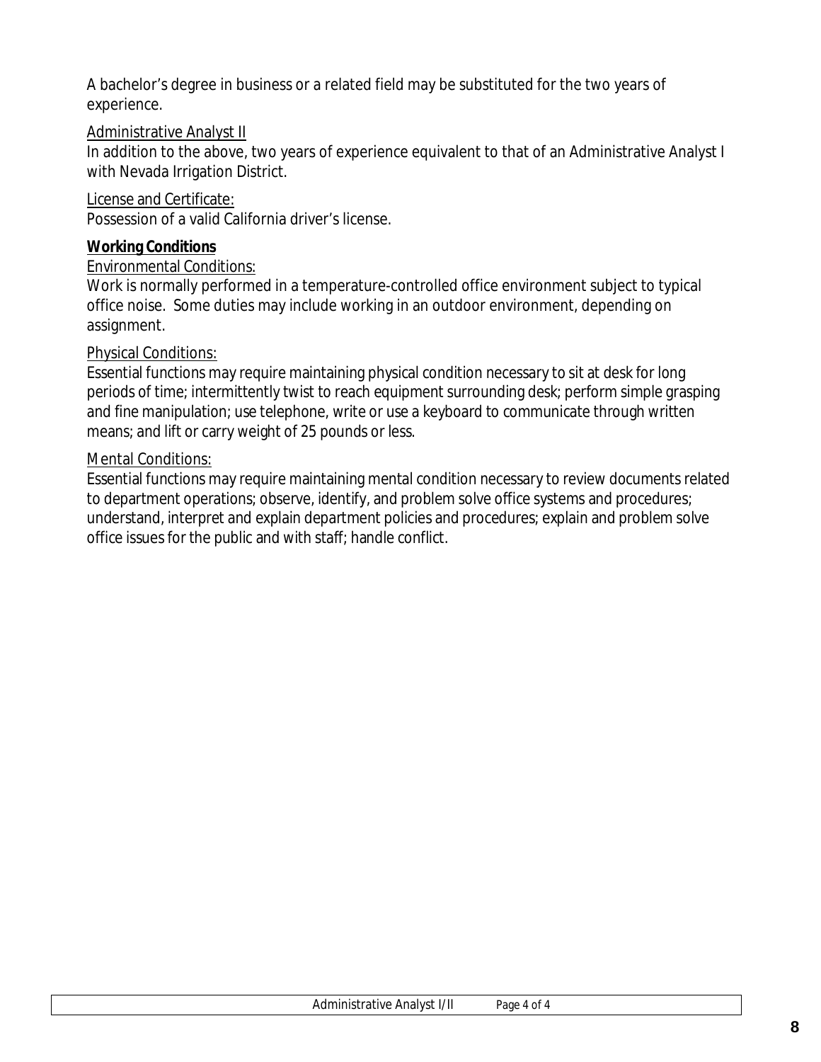A bachelor's degree in business or a related field may be substituted for the two years of experience.

Administrative Analyst II

In addition to the above, two years of experience equivalent to that of an Administrative Analyst I with Nevada Irrigation District.

License and Certificate:

Possession of a valid California driver's license.

**Working Conditions**

Environmental Conditions:

Work is normally performed in a temperature-controlled office environment subject to typical office noise. Some duties may include working in an outdoor environment, depending on assignment.

Physical Conditions:

Essential functions may require maintaining physical condition necessary to sit at desk for long periods of time; intermittently twist to reach equipment surrounding desk; perform simple grasping and fine manipulation; use telephone, write or use a keyboard to communicate through written means; and lift or carry weight of 25 pounds or less.

Mental Conditions:

Essential functions may require maintaining mental condition necessary to review documents related to department operations; observe, identify, and problem solve office systems and procedures; understand, interpret and explain department policies and procedures; explain and problem solve office issues for the public and with staff; handle conflict.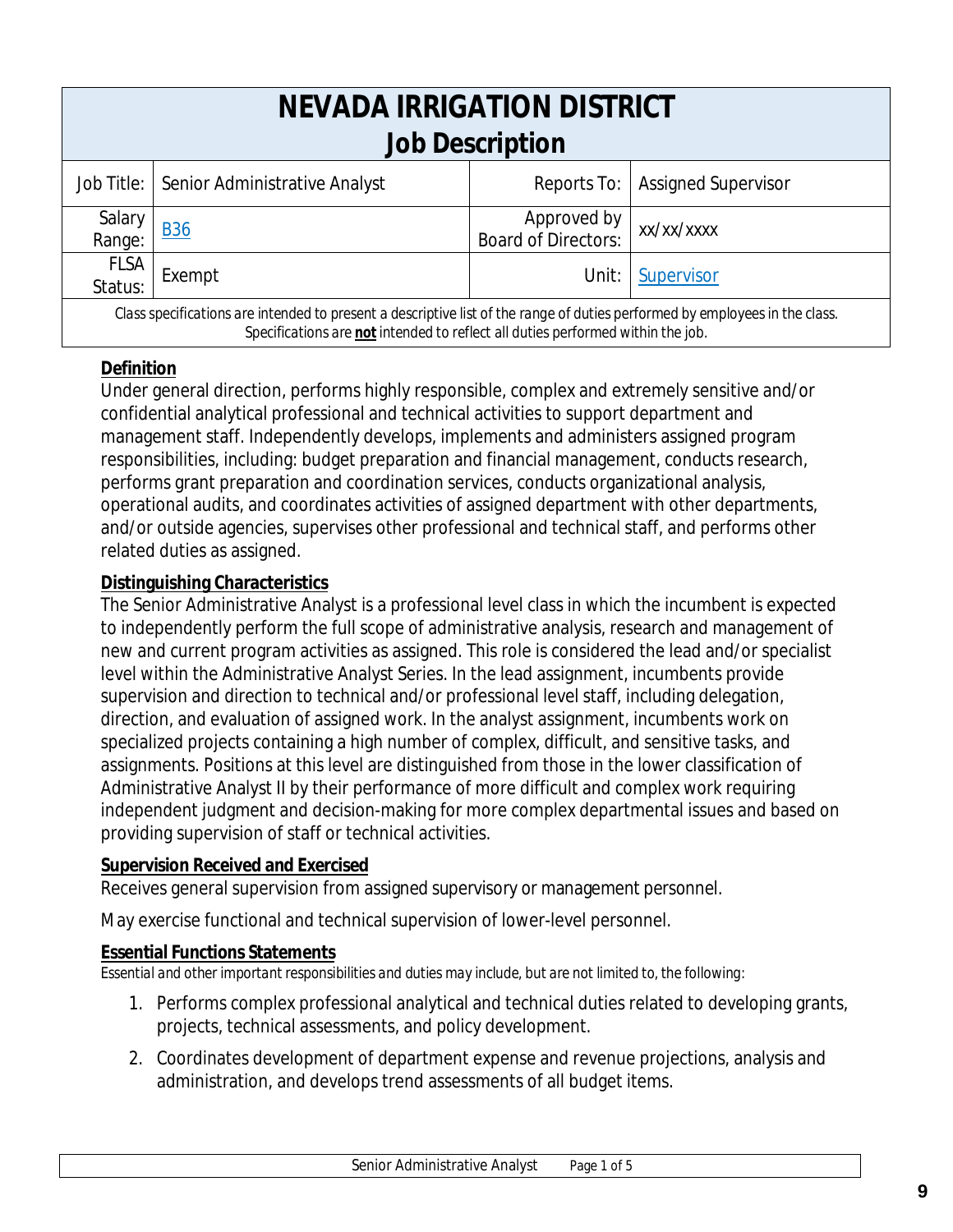# NEVADA IRRIGATION DISTRICT
## Job Description

| Job Title: | Senior Administrative Analyst | Reports To: | Assigned Supervisor |
|---|---|---|---|
| Salary Range: | B36 | Approved by Board of Directors: | xx/xx/xxxx |
| FLSA Status: | Exempt | Unit: | Supervisor |

*Class specifications are intended to present a descriptive list of the range of duties performed by employees in the class. Specifications are **not** intended to reflect all duties performed within the job.*

**Definition**

Under general direction, performs highly responsible, complex and extremely sensitive and/or confidential analytical professional and technical activities to support department and management staff. Independently develops, implements and administers assigned program responsibilities, including: budget preparation and financial management, conducts research, performs grant preparation and coordination services, conducts organizational analysis, operational audits, and coordinates activities of assigned department with other departments, and/or outside agencies, supervises other professional and technical staff, and performs other related duties as assigned.

**Distinguishing Characteristics**

The Senior Administrative Analyst is a professional level class in which the incumbent is expected to independently perform the full scope of administrative analysis, research and management of new and current program activities as assigned. This role is considered the lead and/or specialist level within the Administrative Analyst Series. In the lead assignment, incumbents provide supervision and direction to technical and/or professional level staff, including delegation, direction, and evaluation of assigned work. In the analyst assignment, incumbents work on specialized projects containing a high number of complex, difficult, and sensitive tasks, and assignments. Positions at this level are distinguished from those in the lower classification of Administrative Analyst II by their performance of more difficult and complex work requiring independent judgment and decision-making for more complex departmental issues and based on providing supervision of staff or technical activities.

**Supervision Received and Exercised**

Receives general supervision from assigned supervisory or management personnel.

May exercise functional and technical supervision of lower-level personnel.

**Essential Functions Statements**

*Essential and other important responsibilities and duties may include, but are not limited to, the following:*

1. Performs complex professional analytical and technical duties related to developing grants, projects, technical assessments, and policy development.
2. Coordinates development of department expense and revenue projections, analysis and administration, and develops trend assessments of all budget items.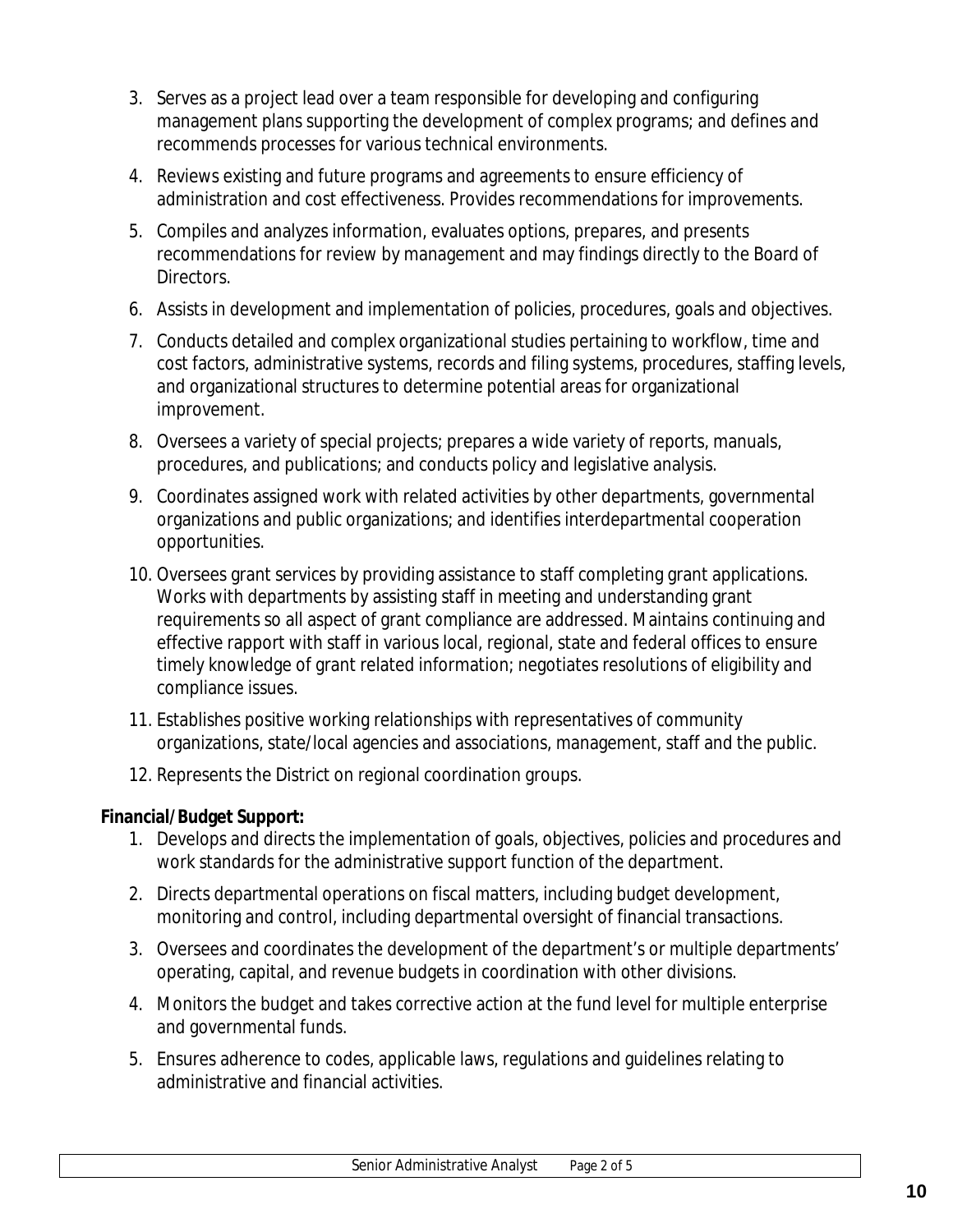3. Serves as a project lead over a team responsible for developing and configuring management plans supporting the development of complex programs; and defines and recommends processes for various technical environments.
4. Reviews existing and future programs and agreements to ensure efficiency of administration and cost effectiveness. Provides recommendations for improvements.
5. Compiles and analyzes information, evaluates options, prepares, and presents recommendations for review by management and may findings directly to the Board of Directors.
6. Assists in development and implementation of policies, procedures, goals and objectives.
7. Conducts detailed and complex organizational studies pertaining to workflow, time and cost factors, administrative systems, records and filing systems, procedures, staffing levels, and organizational structures to determine potential areas for organizational improvement.
8. Oversees a variety of special projects; prepares a wide variety of reports, manuals, procedures, and publications; and conducts policy and legislative analysis.
9. Coordinates assigned work with related activities by other departments, governmental organizations and public organizations; and identifies interdepartmental cooperation opportunities.
10. Oversees grant services by providing assistance to staff completing grant applications. Works with departments by assisting staff in meeting and understanding grant requirements so all aspect of grant compliance are addressed. Maintains continuing and effective rapport with staff in various local, regional, state and federal offices to ensure timely knowledge of grant related information; negotiates resolutions of eligibility and compliance issues.
11. Establishes positive working relationships with representatives of community organizations, state/local agencies and associations, management, staff and the public.
12. Represents the District on regional coordination groups.

**Financial/Budget Support:**

1. Develops and directs the implementation of goals, objectives, policies and procedures and work standards for the administrative support function of the department.
2. Directs departmental operations on fiscal matters, including budget development, monitoring and control, including departmental oversight of financial transactions.
3. Oversees and coordinates the development of the department's or multiple departments' operating, capital, and revenue budgets in coordination with other divisions.
4. Monitors the budget and takes corrective action at the fund level for multiple enterprise and governmental funds.
5. Ensures adherence to codes, applicable laws, regulations and guidelines relating to administrative and financial activities.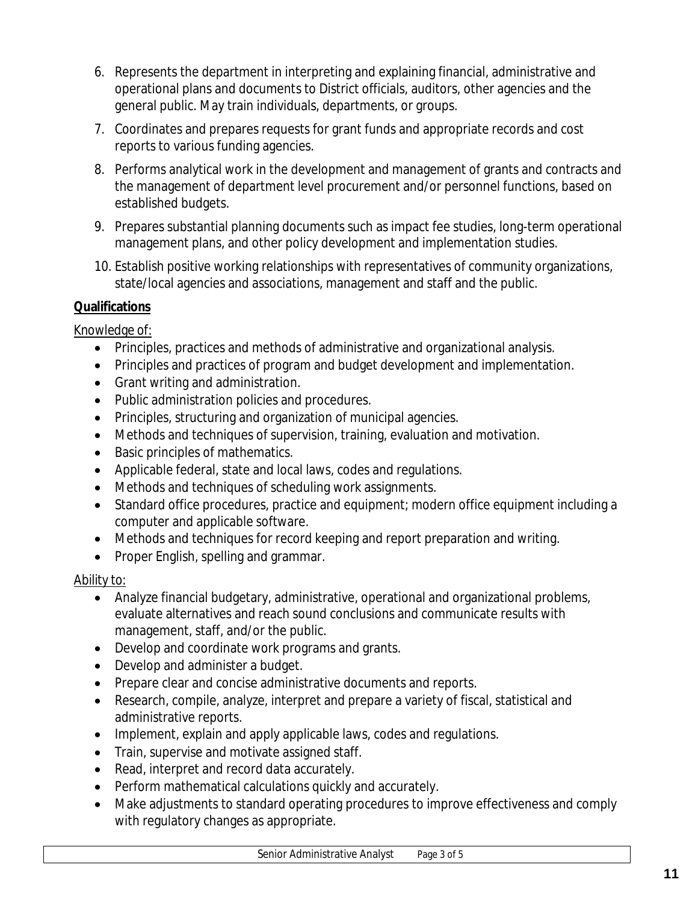6. Represents the department in interpreting and explaining financial, administrative and operational plans and documents to District officials, auditors, other agencies and the general public. May train individuals, departments, or groups.
7. Coordinates and prepares requests for grant funds and appropriate records and cost reports to various funding agencies.
8. Performs analytical work in the development and management of grants and contracts and the management of department level procurement and/or personnel functions, based on established budgets.
9. Prepares substantial planning documents such as impact fee studies, long-term operational management plans, and other policy development and implementation studies.
10. Establish positive working relationships with representatives of community organizations, state/local agencies and associations, management and staff and the public.

**Qualifications**

Knowledge of:

- Principles, practices and methods of administrative and organizational analysis.
- Principles and practices of program and budget development and implementation.
- Grant writing and administration.
- Public administration policies and procedures.
- Principles, structuring and organization of municipal agencies.
- Methods and techniques of supervision, training, evaluation and motivation.
- Basic principles of mathematics.
- Applicable federal, state and local laws, codes and regulations.
- Methods and techniques of scheduling work assignments.
- Standard office procedures, practice and equipment; modern office equipment including a computer and applicable software.
- Methods and techniques for record keeping and report preparation and writing.
- Proper English, spelling and grammar.

Ability to:

- Analyze financial budgetary, administrative, operational and organizational problems, evaluate alternatives and reach sound conclusions and communicate results with management, staff, and/or the public.
- Develop and coordinate work programs and grants.
- Develop and administer a budget.
- Prepare clear and concise administrative documents and reports.
- Research, compile, analyze, interpret and prepare a variety of fiscal, statistical and administrative reports.
- Implement, explain and apply applicable laws, codes and regulations.
- Train, supervise and motivate assigned staff.
- Read, interpret and record data accurately.
- Perform mathematical calculations quickly and accurately.
- Make adjustments to standard operating procedures to improve effectiveness and comply with regulatory changes as appropriate.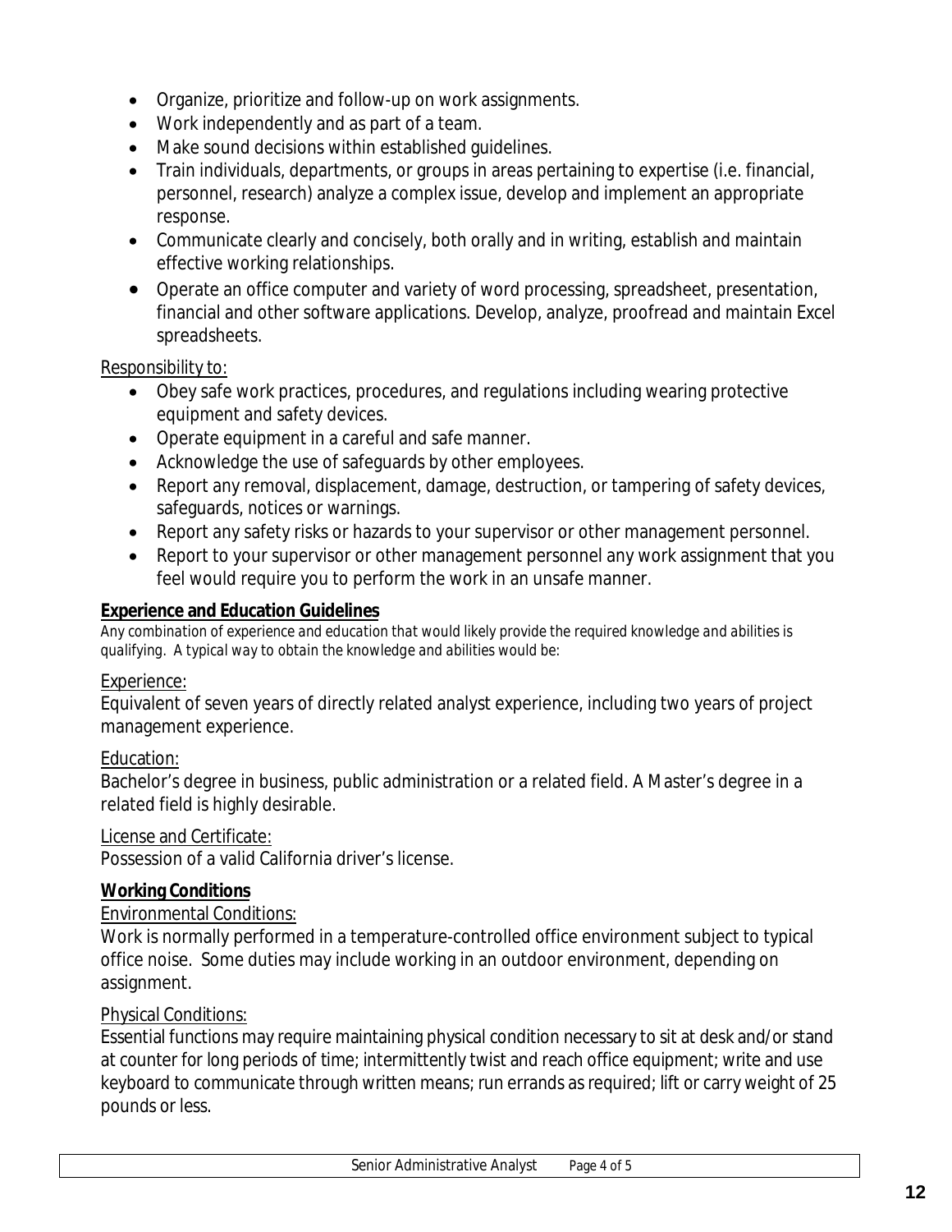- Organize, prioritize and follow-up on work assignments.
- Work independently and as part of a team.
- Make sound decisions within established guidelines.
- Train individuals, departments, or groups in areas pertaining to expertise (i.e. financial, personnel, research) analyze a complex issue, develop and implement an appropriate response.
- Communicate clearly and concisely, both orally and in writing, establish and maintain effective working relationships.
- Operate an office computer and variety of word processing, spreadsheet, presentation, financial and other software applications. Develop, analyze, proofread and maintain Excel spreadsheets.

Responsibility to:

- Obey safe work practices, procedures, and regulations including wearing protective equipment and safety devices.
- Operate equipment in a careful and safe manner.
- Acknowledge the use of safeguards by other employees.
- Report any removal, displacement, damage, destruction, or tampering of safety devices, safeguards, notices or warnings.
- Report any safety risks or hazards to your supervisor or other management personnel.
- Report to your supervisor or other management personnel any work assignment that you feel would require you to perform the work in an unsafe manner.

**Experience and Education Guidelines**

*Any combination of experience and education that would likely provide the required knowledge and abilities is qualifying. A typical way to obtain the knowledge and abilities would be:*

Experience:

Equivalent of seven years of directly related analyst experience, including two years of project management experience.

Education:

Bachelor's degree in business, public administration or a related field. A Master's degree in a related field is highly desirable.

License and Certificate:

Possession of a valid California driver's license.

**Working Conditions**

Environmental Conditions:

Work is normally performed in a temperature-controlled office environment subject to typical office noise. Some duties may include working in an outdoor environment, depending on assignment.

Physical Conditions:

Essential functions may require maintaining physical condition necessary to sit at desk and/or stand at counter for long periods of time; intermittently twist and reach office equipment; write and use keyboard to communicate through written means; run errands as required; lift or carry weight of 25 pounds or less.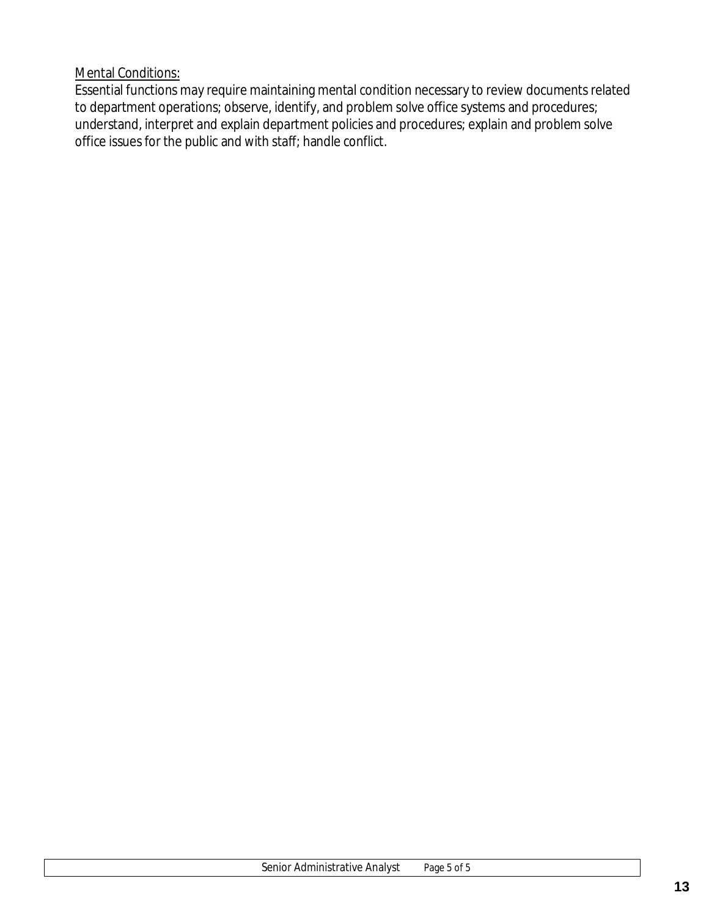Mental Conditions:

Essential functions may require maintaining mental condition necessary to review documents related to department operations; observe, identify, and problem solve office systems and procedures; understand, interpret and explain department policies and procedures; explain and problem solve office issues for the public and with staff; handle conflict.